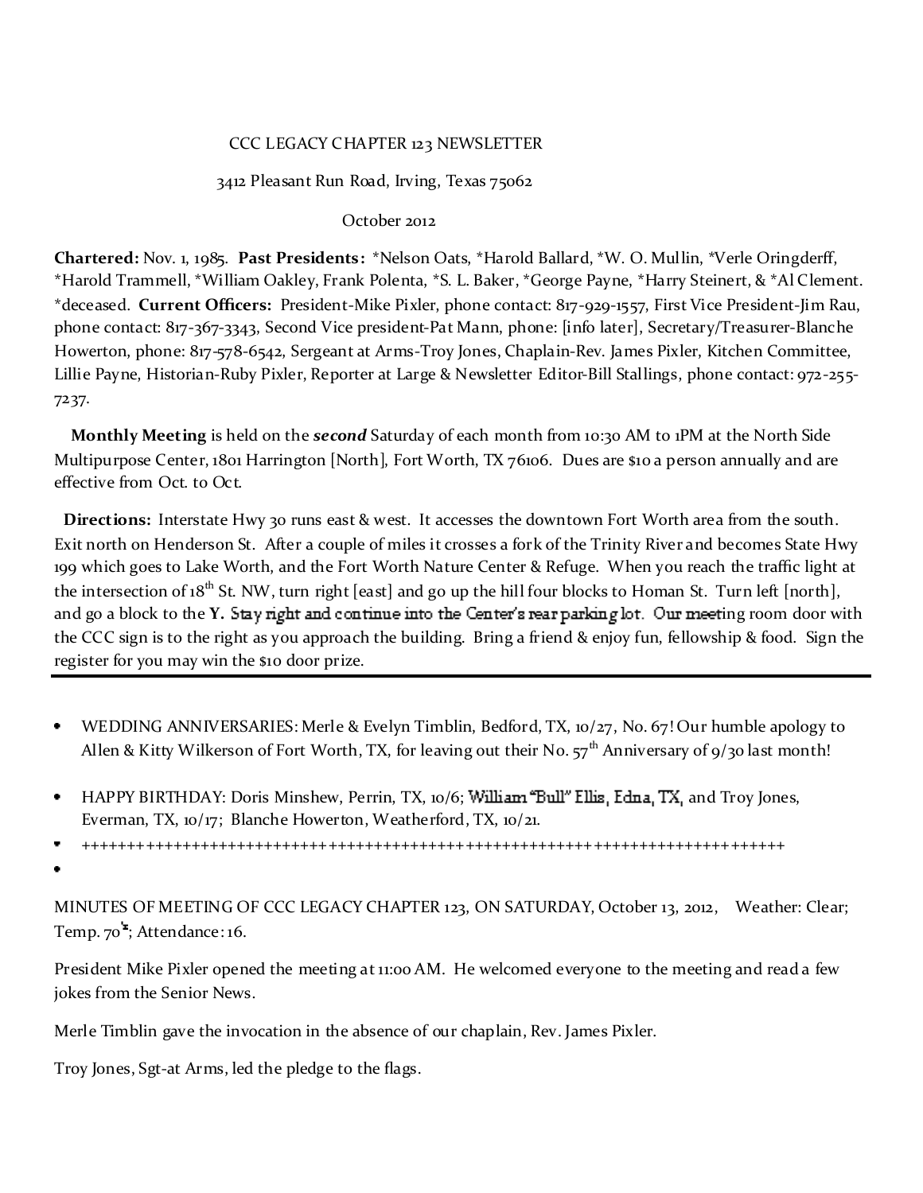CCC LEGACY CHAPTER 123 NEWSLETTER

3412 Pleasant Run Road, Irving, Texas 75062

October 2012

**Chartered:** Nov. 1, 1985. **Past Presidents:** *Nelson Oats, *Harold Ballard, *W. O. Mullin, *Verle Oringderff, *Harold Trammell, *William Oakley, Frank Polenta, *S. L. Baker, *George Payne, *Harry Steinert, & *Al Clement. *deceased. **Current Officers:** President-Mike Pixler, phone contact: 817-929-1557, First Vice President-Jim Rau, phone contact: 817-367-3343, Second Vice president-Pat Mann, phone: [info later], Secretary/Treasurer-Blanche Howerton, phone: 817-578-6542, Sergeant at Arms-Troy Jones, Chaplain-Rev. James Pixler, Kitchen Committee, Lillie Payne, Historian-Ruby Pixler, Reporter at Large & Newsletter Editor-Bill Stallings, phone contact: 972-255-7237.

**Monthly Meeting** is held on the ***second*** Saturday of each month from 10:30 AM to 1PM at the North Side Multipurpose Center, 1801 Harrington [North], Fort Worth, TX 76106. Dues are $10 a person annually and are effective from Oct. to Oct.

**Directions:** Interstate Hwy 30 runs east & west. It accesses the downtown Fort Worth area from the south. Exit north on Henderson St. After a couple of miles it crosses a fork of the Trinity River and becomes State Hwy 199 which goes to Lake Worth, and the Fort Worth Nature Center & Refuge. When you reach the traffic light at the intersection of 18th St. NW, turn right [east] and go up the hill four blocks to Homan St. Turn left [north], and go a block to the **Y.** Stay right and continue into the Center's rear parking lot. Our meeting room door with the CCC sign is to the right as you approach the building. Bring a friend & enjoy fun, fellowship & food. Sign the register for you may win the $10 door prize.

---

- WEDDING ANNIVERSARIES: Merle & Evelyn Timblin, Bedford, TX, 10/27, No. 67! Our humble apology to Allen & Kitty Wilkerson of Fort Worth, TX, for leaving out their No. 57th Anniversary of 9/30 last month!
- HAPPY BIRTHDAY: Doris Minshew, Perrin, TX, 10/6; William "Bull" Ellis, Edna, TX, and Troy Jones, Everman, TX, 10/17; Blanche Howerton, Weatherford, TX, 10/21.
- +++++++++++++++++++++++++++++++++++++++++++++++++++++++++++++++++++++++++++++++++

MINUTES OF MEETING OF CCC LEGACY CHAPTER 123, ON SATURDAY, October 13, 2012, Weather: Clear; Temp. 70°; Attendance: 16.

President Mike Pixler opened the meeting at 11:00 AM. He welcomed everyone to the meeting and read a few jokes from the Senior News.

Merle Timblin gave the invocation in the absence of our chaplain, Rev. James Pixler.

Troy Jones, Sgt-at Arms, led the pledge to the flags.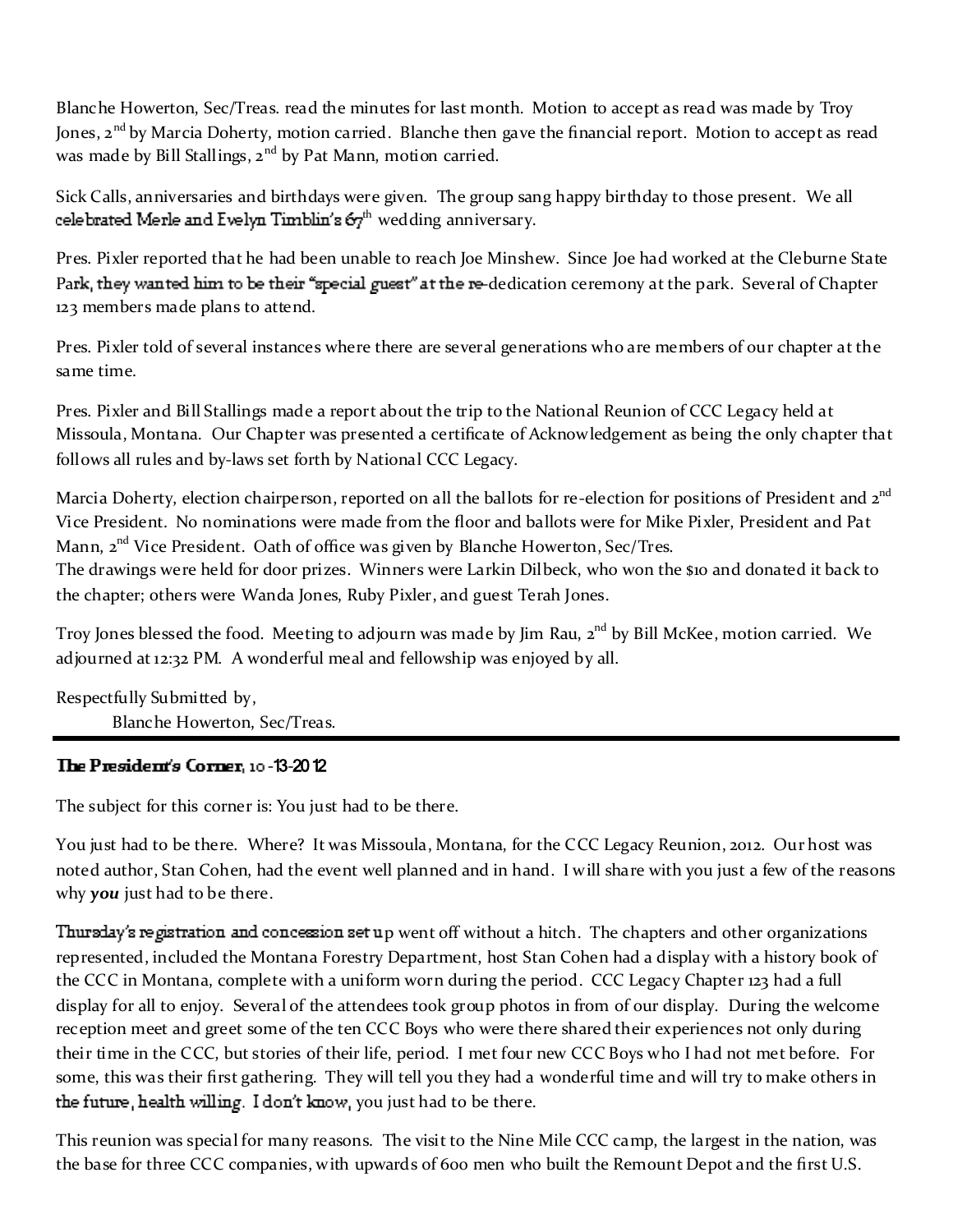Blanche Howerton, Sec/Treas. read the minutes for last month. Motion to accept as read was made by Troy Jones, 2nd by Marcia Doherty, motion carried. Blanche then gave the financial report. Motion to accept as read was made by Bill Stallings, 2nd by Pat Mann, motion carried.

Sick Calls, anniversaries and birthdays were given. The group sang happy birthday to those present. We all celebrated Merle and Evelyn Timblin's 67th wedding anniversary.

Pres. Pixler reported that he had been unable to reach Joe Minshew. Since Joe had worked at the Cleburne State Park, they wanted him to be their "special guest" at the re-dedication ceremony at the park. Several of Chapter 123 members made plans to attend.

Pres. Pixler told of several instances where there are several generations who are members of our chapter at the same time.

Pres. Pixler and Bill Stallings made a report about the trip to the National Reunion of CCC Legacy held at Missoula, Montana. Our Chapter was presented a certificate of Acknowledgement as being the only chapter that follows all rules and by-laws set forth by National CCC Legacy.

Marcia Doherty, election chairperson, reported on all the ballots for re-election for positions of President and 2nd Vice President. No nominations were made from the floor and ballots were for Mike Pixler, President and Pat Mann, 2nd Vice President. Oath of office was given by Blanche Howerton, Sec/Tres.
The drawings were held for door prizes. Winners were Larkin Dilbeck, who won the $10 and donated it back to the chapter; others were Wanda Jones, Ruby Pixler, and guest Terah Jones.

Troy Jones blessed the food. Meeting to adjourn was made by Jim Rau, 2nd by Bill McKee, motion carried. We adjourned at 12:32 PM. A wonderful meal and fellowship was enjoyed by all.

Respectfully Submitted by,
Blanche Howerton, Sec/Treas.

---

**The President's Corner**, 10-13-2012

The subject for this corner is: You just had to be there.

You just had to be there. Where? It was Missoula, Montana, for the CCC Legacy Reunion, 2012. Our host was noted author, Stan Cohen, had the event well planned and in hand. I will share with you just a few of the reasons why ***you*** just had to be there.

Thursday's registration and concession set up went off without a hitch. The chapters and other organizations represented, included the Montana Forestry Department, host Stan Cohen had a display with a history book of the CCC in Montana, complete with a uniform worn during the period. CCC Legacy Chapter 123 had a full display for all to enjoy. Several of the attendees took group photos in from of our display. During the welcome reception meet and greet some of the ten CCC Boys who were there shared their experiences not only during their time in the CCC, but stories of their life, period. I met four new CCC Boys who I had not met before. For some, this was their first gathering. They will tell you they had a wonderful time and will try to make others in the future, health willing. I don't know, you just had to be there.

This reunion was special for many reasons. The visit to the Nine Mile CCC camp, the largest in the nation, was the base for three CCC companies, with upwards of 600 men who built the Remount Depot and the first U.S.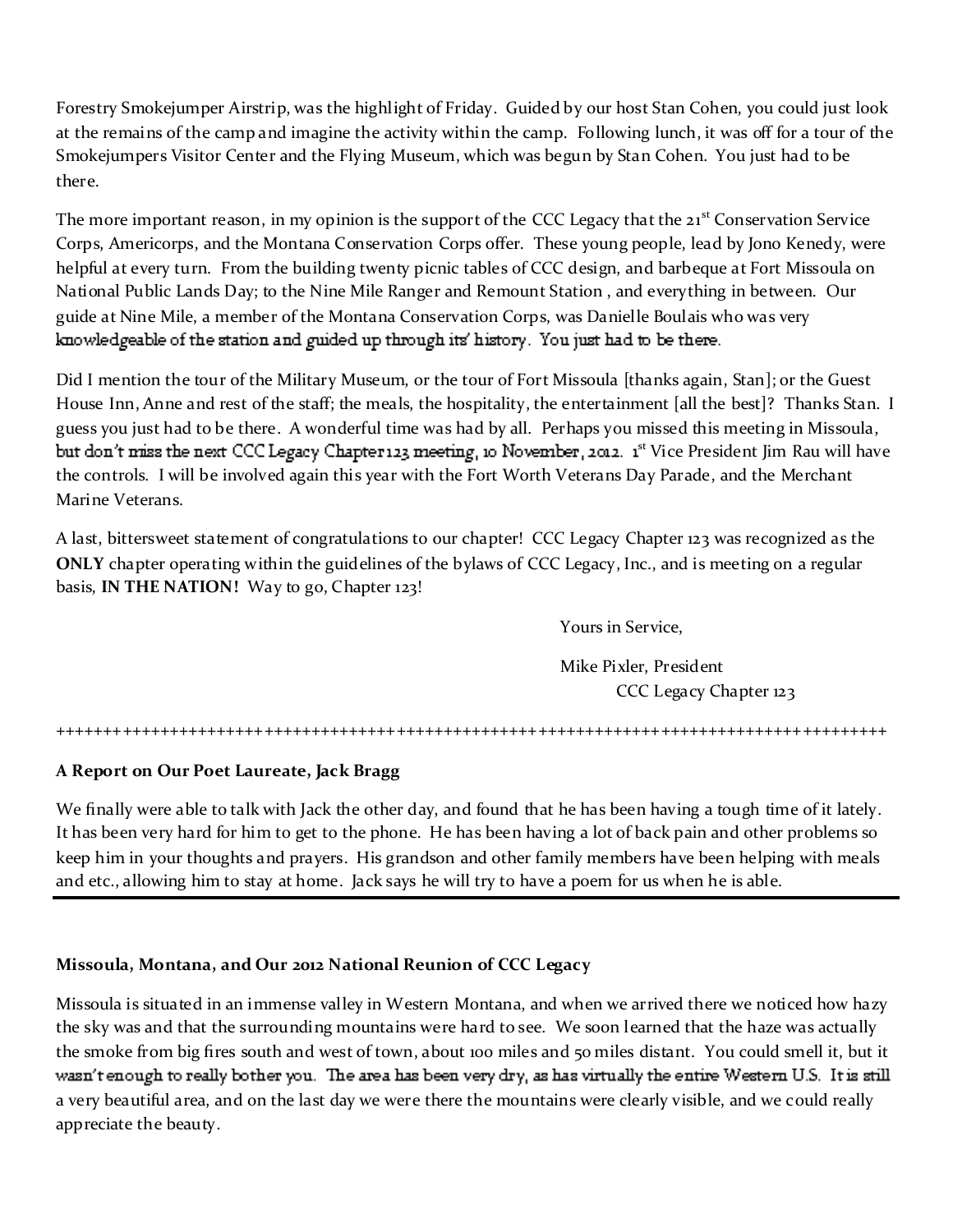Forestry Smokejumper Airstrip, was the highlight of Friday. Guided by our host Stan Cohen, you could just look at the remains of the camp and imagine the activity within the camp. Following lunch, it was off for a tour of the Smokejumpers Visitor Center and the Flying Museum, which was begun by Stan Cohen. You just had to be there.

The more important reason, in my opinion is the support of the CCC Legacy that the 21st Conservation Service Corps, Americorps, and the Montana Conservation Corps offer. These young people, lead by Jono Kenedy, were helpful at every turn. From the building twenty picnic tables of CCC design, and barbeque at Fort Missoula on National Public Lands Day; to the Nine Mile Ranger and Remount Station , and everything in between. Our guide at Nine Mile, a member of the Montana Conservation Corps, was Danielle Boulais who was very knowledgeable of the station and guided up through its' history. You just had to be there.

Did I mention the tour of the Military Museum, or the tour of Fort Missoula [thanks again, Stan]; or the Guest House Inn, Anne and rest of the staff; the meals, the hospitality, the entertainment [all the best]? Thanks Stan. I guess you just had to be there. A wonderful time was had by all. Perhaps you missed this meeting in Missoula, but don't miss the next CCC Legacy Chapter 123 meeting, 10 November, 2012. 1st Vice President Jim Rau will have the controls. I will be involved again this year with the Fort Worth Veterans Day Parade, and the Merchant Marine Veterans.

A last, bittersweet statement of congratulations to our chapter! CCC Legacy Chapter 123 was recognized as the **ONLY** chapter operating within the guidelines of the bylaws of CCC Legacy, Inc., and is meeting on a regular basis, **IN THE NATION!** Way to go, Chapter 123!

Yours in Service,

Mike Pixler, President
CCC Legacy Chapter 123

++++++++++++++++++++++++++++++++++++++++++++++++++++++++++++++++++++++++++++++++++++++++++++

**A Report on Our Poet Laureate, Jack Bragg**

We finally were able to talk with Jack the other day, and found that he has been having a tough time of it lately. It has been very hard for him to get to the phone. He has been having a lot of back pain and other problems so keep him in your thoughts and prayers. His grandson and other family members have been helping with meals and etc., allowing him to stay at home. Jack says he will try to have a poem for us when he is able.

---

**Missoula, Montana, and Our 2012 National Reunion of CCC Legacy**

Missoula is situated in an immense valley in Western Montana, and when we arrived there we noticed how hazy the sky was and that the surrounding mountains were hard to see. We soon learned that the haze was actually the smoke from big fires south and west of town, about 100 miles and 50 miles distant. You could smell it, but it wasn't enough to really bother you. The area has been very dry, as has virtually the entire Western U.S. It is still a very beautiful area, and on the last day we were there the mountains were clearly visible, and we could really appreciate the beauty.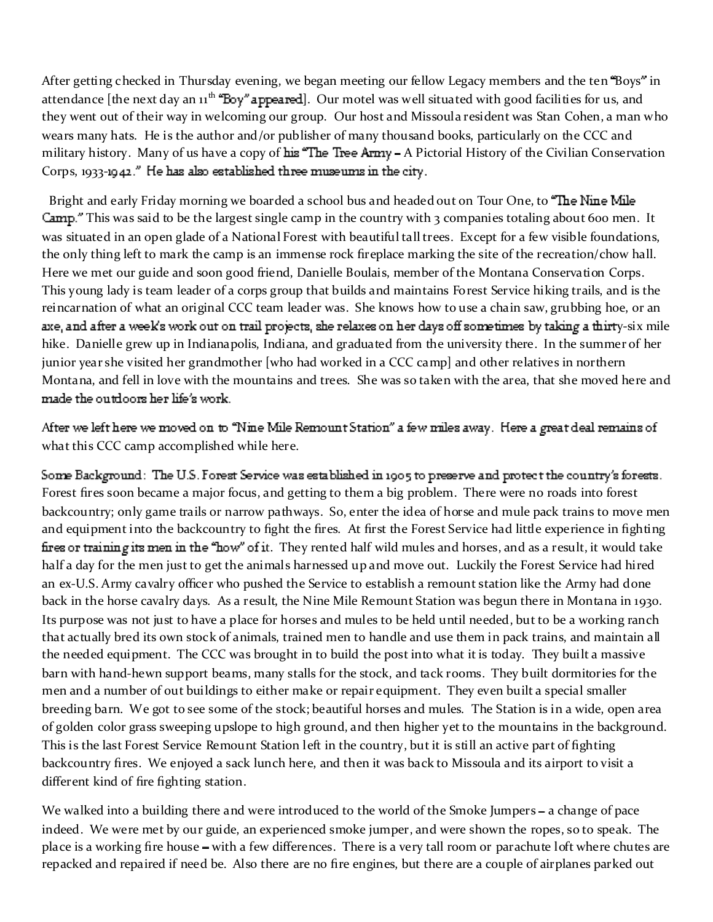After getting checked in Thursday evening, we began meeting our fellow Legacy members and the ten "Boys" in attendance [the next day an 11th "Boy" appeared]. Our motel was well situated with good facilities for us, and they went out of their way in welcoming our group. Our host and Missoula resident was Stan Cohen, a man who wears many hats. He is the author and/or publisher of many thousand books, particularly on the CCC and military history. Many of us have a copy of his "The Tree Army – A Pictorial History of the Civilian Conservation Corps, 1933-1942." He has also established three museums in the city.

Bright and early Friday morning we boarded a school bus and headed out on Tour One, to "The Nine Mile Camp." This was said to be the largest single camp in the country with 3 companies totaling about 600 men. It was situated in an open glade of a National Forest with beautiful tall trees. Except for a few visible foundations, the only thing left to mark the camp is an immense rock fireplace marking the site of the recreation/chow hall. Here we met our guide and soon good friend, Danielle Boulais, member of the Montana Conservation Corps. This young lady is team leader of a corps group that builds and maintains Forest Service hiking trails, and is the reincarnation of what an original CCC team leader was. She knows how to use a chain saw, grubbing hoe, or an axe, and after a week's work out on trail projects, she relaxes on her days off sometimes by taking a thirty-six mile hike. Danielle grew up in Indianapolis, Indiana, and graduated from the university there. In the summer of her junior year she visited her grandmother [who had worked in a CCC camp] and other relatives in northern Montana, and fell in love with the mountains and trees. She was so taken with the area, that she moved here and made the outdoors her life's work.

After we left here we moved on to "Nine Mile Remount Station" a few miles away. Here a great deal remains of what this CCC camp accomplished while here.

Some Background: The U.S. Forest Service was established in 1905 to preserve and protect the country's forests. Forest fires soon became a major focus, and getting to them a big problem. There were no roads into forest backcountry; only game trails or narrow pathways. So, enter the idea of horse and mule pack trains to move men and equipment into the backcountry to fight the fires. At first the Forest Service had little experience in fighting fires or training its men in the "how" of it. They rented half wild mules and horses, and as a result, it would take half a day for the men just to get the animals harnessed up and move out. Luckily the Forest Service had hired an ex-U.S. Army cavalry officer who pushed the Service to establish a remount station like the Army had done back in the horse cavalry days. As a result, the Nine Mile Remount Station was begun there in Montana in 1930. Its purpose was not just to have a place for horses and mules to be held until needed, but to be a working ranch that actually bred its own stock of animals, trained men to handle and use them in pack trains, and maintain all the needed equipment. The CCC was brought in to build the post into what it is today. They built a massive barn with hand-hewn support beams, many stalls for the stock, and tack rooms. They built dormitories for the men and a number of out buildings to either make or repair equipment. They even built a special smaller breeding barn. We got to see some of the stock; beautiful horses and mules. The Station is in a wide, open area of golden color grass sweeping upslope to high ground, and then higher yet to the mountains in the background. This is the last Forest Service Remount Station left in the country, but it is still an active part of fighting backcountry fires. We enjoyed a sack lunch here, and then it was back to Missoula and its airport to visit a different kind of fire fighting station.

We walked into a building there and were introduced to the world of the Smoke Jumpers – a change of pace indeed. We were met by our guide, an experienced smoke jumper, and were shown the ropes, so to speak. The place is a working fire house – with a few differences. There is a very tall room or parachute loft where chutes are repacked and repaired if need be. Also there are no fire engines, but there are a couple of airplanes parked out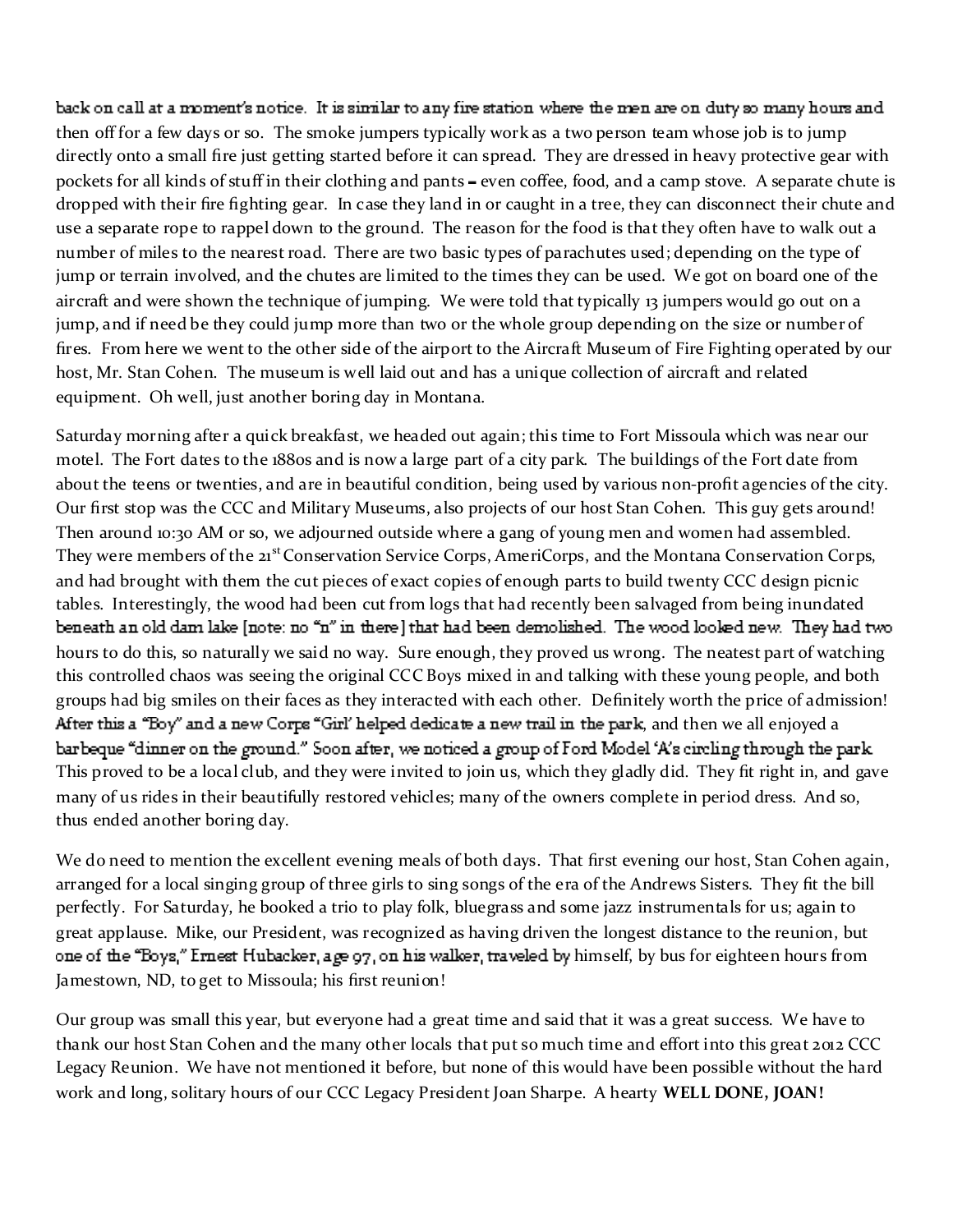back on call at a moment's notice. It is similar to any fire station where the men are on duty so many hours and then off for a few days or so. The smoke jumpers typically work as a two person team whose job is to jump directly onto a small fire just getting started before it can spread. They are dressed in heavy protective gear with pockets for all kinds of stuff in their clothing and pants – even coffee, food, and a camp stove. A separate chute is dropped with their fire fighting gear. In case they land in or caught in a tree, they can disconnect their chute and use a separate rope to rappel down to the ground. The reason for the food is that they often have to walk out a number of miles to the nearest road. There are two basic types of parachutes used; depending on the type of jump or terrain involved, and the chutes are limited to the times they can be used. We got on board one of the aircraft and were shown the technique of jumping. We were told that typically 13 jumpers would go out on a jump, and if need be they could jump more than two or the whole group depending on the size or number of fires. From here we went to the other side of the airport to the Aircraft Museum of Fire Fighting operated by our host, Mr. Stan Cohen. The museum is well laid out and has a unique collection of aircraft and related equipment. Oh well, just another boring day in Montana.

Saturday morning after a quick breakfast, we headed out again; this time to Fort Missoula which was near our motel. The Fort dates to the 1880s and is now a large part of a city park. The buildings of the Fort date from about the teens or twenties, and are in beautiful condition, being used by various non-profit agencies of the city. Our first stop was the CCC and Military Museums, also projects of our host Stan Cohen. This guy gets around! Then around 10:30 AM or so, we adjourned outside where a gang of young men and women had assembled. They were members of the 21st Conservation Service Corps, AmeriCorps, and the Montana Conservation Corps, and had brought with them the cut pieces of exact copies of enough parts to build twenty CCC design picnic tables. Interestingly, the wood had been cut from logs that had recently been salvaged from being inundated beneath an old dam lake [note: no "n" in there] that had been demolished. The wood looked new. They had two hours to do this, so naturally we said no way. Sure enough, they proved us wrong. The neatest part of watching this controlled chaos was seeing the original CCC Boys mixed in and talking with these young people, and both groups had big smiles on their faces as they interacted with each other. Definitely worth the price of admission! After this a "Boy" and a new Corps "Girl' helped dedicate a new trail in the park, and then we all enjoyed a barbeque "dinner on the ground." Soon after, we noticed a group of Ford Model 'A's circling through the park. This proved to be a local club, and they were invited to join us, which they gladly did. They fit right in, and gave many of us rides in their beautifully restored vehicles; many of the owners complete in period dress. And so, thus ended another boring day.

We do need to mention the excellent evening meals of both days. That first evening our host, Stan Cohen again, arranged for a local singing group of three girls to sing songs of the era of the Andrews Sisters. They fit the bill perfectly. For Saturday, he booked a trio to play folk, bluegrass and some jazz instrumentals for us; again to great applause. Mike, our President, was recognized as having driven the longest distance to the reunion, but one of the "Boys," Ernest Hubacker, age 97, on his walker, traveled by himself, by bus for eighteen hours from Jamestown, ND, to get to Missoula; his first reunion!

Our group was small this year, but everyone had a great time and said that it was a great success. We have to thank our host Stan Cohen and the many other locals that put so much time and effort into this great 2012 CCC Legacy Reunion. We have not mentioned it before, but none of this would have been possible without the hard work and long, solitary hours of our CCC Legacy President Joan Sharpe. A hearty **WELL DONE, JOAN!**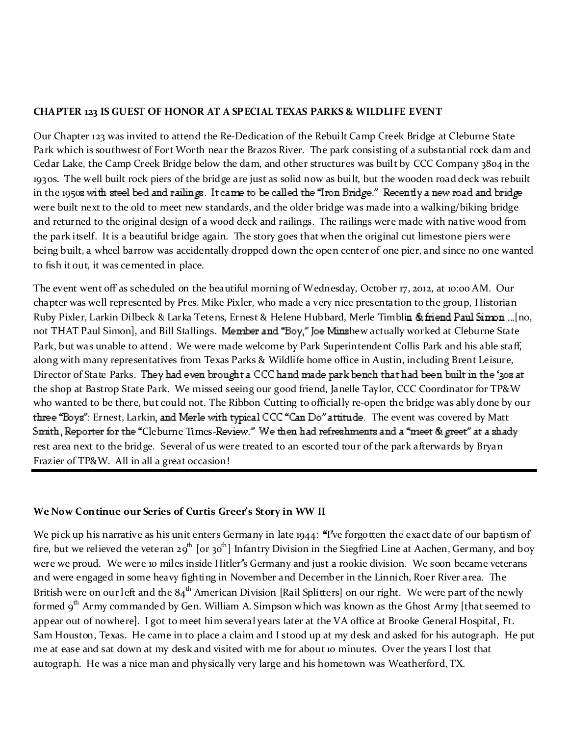**CHAPTER 123 IS GUEST OF HONOR AT A SPECIAL TEXAS PARKS & WILDLIFE EVENT**

Our Chapter 123 was invited to attend the Re-Dedication of the Rebuilt Camp Creek Bridge at Cleburne State Park which is southwest of Fort Worth near the Brazos River. The park consisting of a substantial rock dam and Cedar Lake, the Camp Creek Bridge below the dam, and other structures was built by CCC Company 3804 in the 1930s. The well built rock piers of the bridge are just as solid now as built, but the wooden road deck was rebuilt in the 1950s with steel bed and railings. It came to be called the "Iron Bridge." Recently a new road and bridge were built next to the old to meet new standards, and the older bridge was made into a walking/biking bridge and returned to the original design of a wood deck and railings. The railings were made with native wood from the park itself. It is a beautiful bridge again. The story goes that when the original cut limestone piers were being built, a wheel barrow was accidentally dropped down the open center of one pier, and since no one wanted to fish it out, it was cemented in place.

The event went off as scheduled on the beautiful morning of Wednesday, October 17, 2012, at 10:00 AM. Our chapter was well represented by Pres. Mike Pixler, who made a very nice presentation to the group, Historian Ruby Pixler, Larkin Dilbeck & Larka Tetens, Ernest & Helene Hubbard, Merle Timblin & friend Paul Simon ...[no, not THAT Paul Simon], and Bill Stallings. Member and "Boy," Joe Minshew actually worked at Cleburne State Park, but was unable to attend. We were made welcome by Park Superintendent Collis Park and his able staff, along with many representatives from Texas Parks & Wildlife home office in Austin, including Brent Leisure, Director of State Parks. They had even brought a CCC hand made park bench that had been built in the '30s at the shop at Bastrop State Park. We missed seeing our good friend, Janelle Taylor, CCC Coordinator for TP&W who wanted to be there, but could not. The Ribbon Cutting to officially re-open the bridge was ably done by our three "Boys": Ernest, Larkin, and Merle with typical CCC "Can Do" attitude. The event was covered by Matt Smith, Reporter for the "Cleburne Times-Review." We then had refreshments and a "meet & greet" at a shady rest area next to the bridge. Several of us were treated to an escorted tour of the park afterwards by Bryan Frazier of TP&W. All in all a great occasion!

---

**We Now Continue our Series of Curtis Greer's Story in WW II**

We pick up his narrative as his unit enters Germany in late 1944: "I've forgotten the exact date of our baptism of fire, but we relieved the veteran 29th [or 30th] Infantry Division in the Siegfried Line at Aachen, Germany, and boy were we proud. We were 10 miles inside Hitler's Germany and just a rookie division. We soon became veterans and were engaged in some heavy fighting in November and December in the Linnich, Roer River area. The British were on our left and the 84th American Division [Rail Splitters] on our right. We were part of the newly formed 9th Army commanded by Gen. William A. Simpson which was known as the Ghost Army [that seemed to appear out of nowhere]. I got to meet him several years later at the VA office at Brooke General Hospital, Ft. Sam Houston, Texas. He came in to place a claim and I stood up at my desk and asked for his autograph. He put me at ease and sat down at my desk and visited with me for about 10 minutes. Over the years I lost that autograph. He was a nice man and physically very large and his hometown was Weatherford, TX.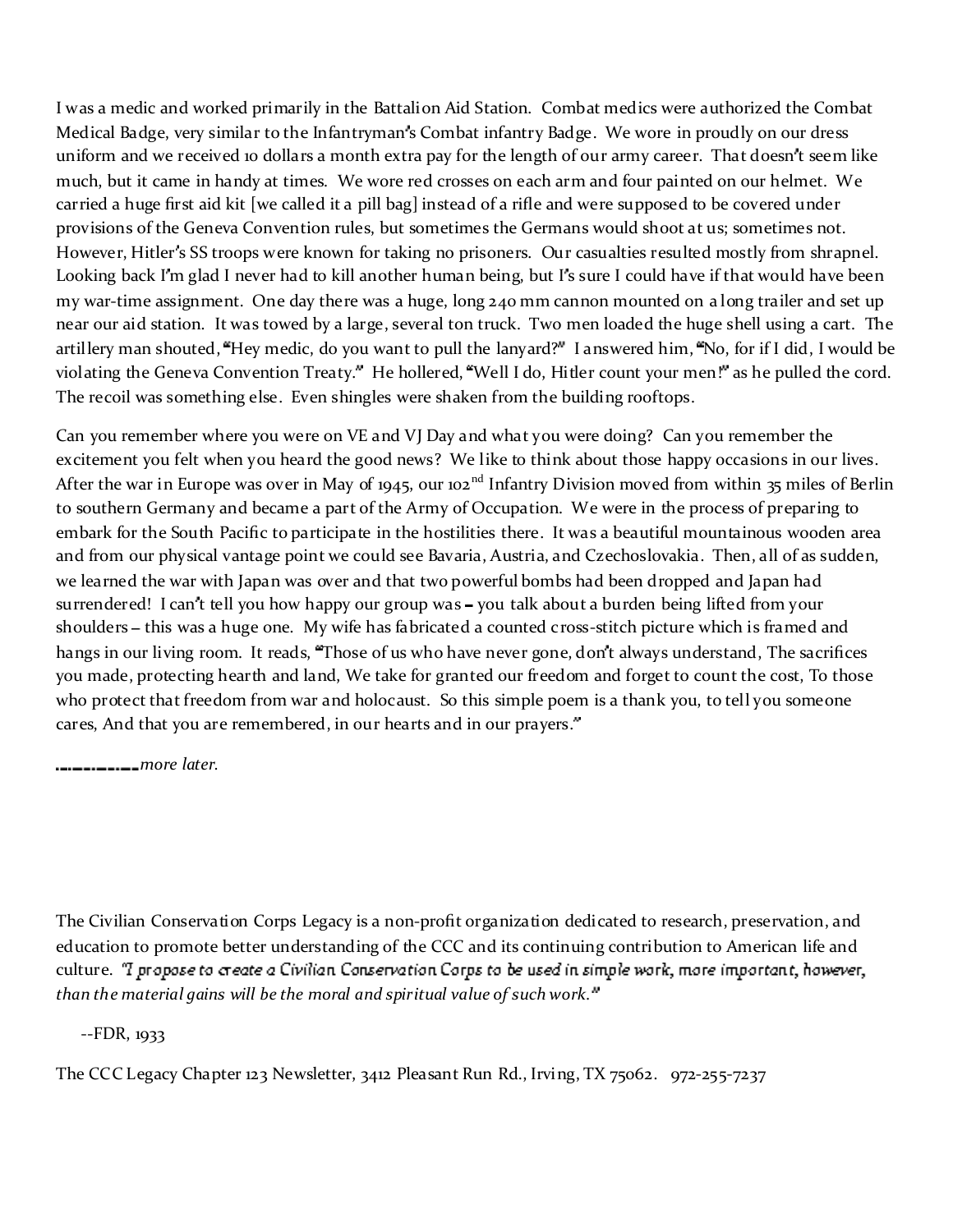I was a medic and worked primarily in the Battalion Aid Station. Combat medics were authorized the Combat Medical Badge, very similar to the Infantryman's Combat infantry Badge. We wore in proudly on our dress uniform and we received 10 dollars a month extra pay for the length of our army career. That doesn't seem like much, but it came in handy at times. We wore red crosses on each arm and four painted on our helmet. We carried a huge first aid kit [we called it a pill bag] instead of a rifle and were supposed to be covered under provisions of the Geneva Convention rules, but sometimes the Germans would shoot at us; sometimes not. However, Hitler's SS troops were known for taking no prisoners. Our casualties resulted mostly from shrapnel. Looking back I'm glad I never had to kill another human being, but I's sure I could have if that would have been my war-time assignment. One day there was a huge, long 240 mm cannon mounted on a long trailer and set up near our aid station. It was towed by a large, several ton truck. Two men loaded the huge shell using a cart. The artillery man shouted, "Hey medic, do you want to pull the lanyard?" I answered him, "No, for if I did, I would be violating the Geneva Convention Treaty." He hollered, "Well I do, Hitler count your men!" as he pulled the cord. The recoil was something else. Even shingles were shaken from the building rooftops.

Can you remember where you were on VE and VJ Day and what you were doing? Can you remember the excitement you felt when you heard the good news? We like to think about those happy occasions in our lives. After the war in Europe was over in May of 1945, our 102nd Infantry Division moved from within 35 miles of Berlin to southern Germany and became a part of the Army of Occupation. We were in the process of preparing to embark for the South Pacific to participate in the hostilities there. It was a beautiful mountainous wooden area and from our physical vantage point we could see Bavaria, Austria, and Czechoslovakia. Then, all of as sudden, we learned the war with Japan was over and that two powerful bombs had been dropped and Japan had surrendered! I can't tell you how happy our group was – you talk about a burden being lifted from your shoulders – this was a huge one. My wife has fabricated a counted cross-stitch picture which is framed and hangs in our living room. It reads, "Those of us who have never gone, don't always understand, The sacrifices you made, protecting hearth and land, We take for granted our freedom and forget to count the cost, To those who protect that freedom from war and holocaust. So this simple poem is a thank you, to tell you someone cares, And that you are remembered, in our hearts and in our prayers."

__________*more later.*

The Civilian Conservation Corps Legacy is a non-profit organization dedicated to research, preservation, and education to promote better understanding of the CCC and its continuing contribution to American life and culture. *"I propose to create a Civilian Conservation Corps to be used in simple work, more important, however, than the material gains will be the moral and spiritual value of such work."*

--FDR, 1933

The CCC Legacy Chapter 123 Newsletter, 3412 Pleasant Run Rd., Irving, TX 75062. 972-255-7237